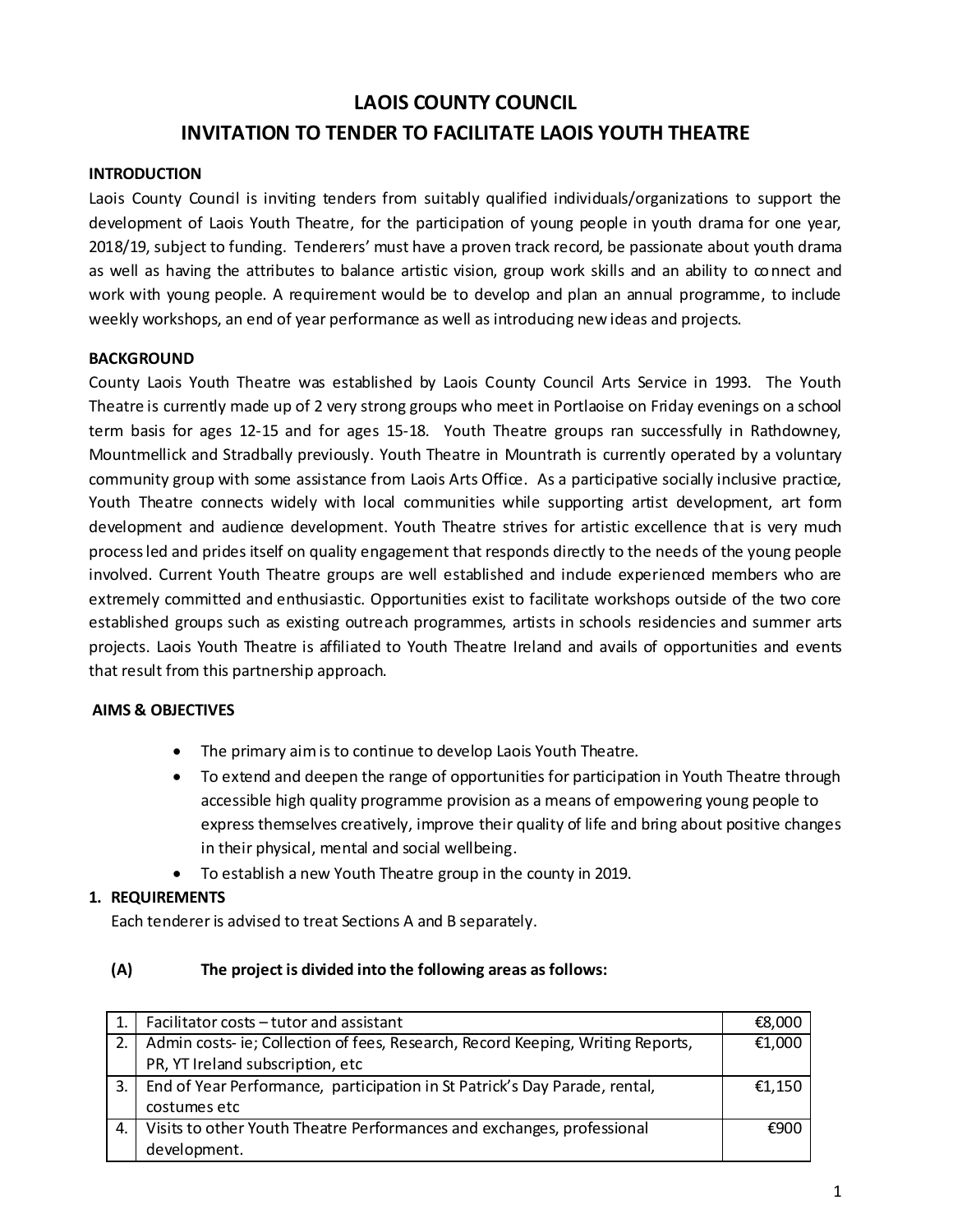# LAOIS COUNTY COUNCIL

# INVITATION TO TENDER TO FACILITATE LAOIS YOUTH THEATRE

## INTRODUCTION

Laois County Council is inviting tenders from suitably qualified individuals/organizations to support the development of Laois Youth Theatre, for the participation of young people in youth drama for one year, 2018/19, subject to funding. Tenderers' must have a proven track record, be passionate about youth drama as well as having the attributes to balance artistic vision, group work skills and an ability to connect and work with young people. A requirement would be to develop and plan an annual programme, to include weekly workshops, an end of year performance as well as introducing new ideas and projects.

## BACKGROUND

County Laois Youth Theatre was established by Laois County Council Arts Service in 1993. The Youth Theatre is currently made up of 2 very strong groups who meet in Portlaoise on Friday evenings on a school term basis for ages 12-15 and for ages 15-18. Youth Theatre groups ran successfully in Rathdowney, Mountmellick and Stradbally previously. Youth Theatre in Mountrath is currently operated by a voluntary community group with some assistance from Laois Arts Office. As a participative socially inclusive practice, Youth Theatre connects widely with local communities while supporting artist development, art form development and audience development. Youth Theatre strives for artistic excellence that is very much process led and prides itself on quality engagement that responds directly to the needs of the young people involved. Current Youth Theatre groups are well established and include experienced members who are extremely committed and enthusiastic. Opportunities exist to facilitate workshops outside of the two core established groups such as existing outreach programmes, artists in schools residencies and summer arts projects. Laois Youth Theatre is affiliated to Youth Theatre Ireland and avails of opportunities and events that result from this partnership approach.

## AIMS & OBJECTIVES

- The primary aim is to continue to develop Laois Youth Theatre.
- To extend and deepen the range of opportunities for participation in Youth Theatre through accessible high quality programme provision as a means of empowering young people to express themselves creatively, improve their quality of life and bring about positive changes in their physical, mental and social wellbeing.
- To establish a new Youth Theatre group in the county in 2019.

## 1. REQUIREMENTS

Each tenderer is advised to treat Sections A and B separately.

### (A) The project is divided into the following areas as follows:

| | | |
|---|---|---|
| 1. | Facilitator costs – tutor and assistant | €8,000 |
| 2. | Admin costs- ie; Collection of fees, Research, Record Keeping, Writing Reports, PR, YT Ireland subscription, etc | €1,000 |
| 3. | End of Year Performance, participation in St Patrick's Day Parade, rental, costumes etc | €1,150 |
| 4. | Visits to other Youth Theatre Performances and exchanges, professional development. | €900 |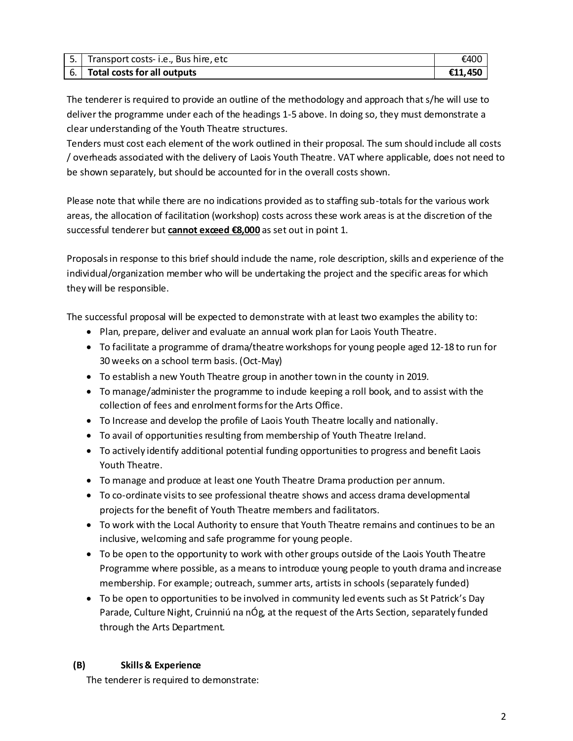| 5. | Transport costs- i.e., Bus hire, etc | €400 |
|---|---|---|
| 6. | **Total costs for all outputs** | **€11,450** |

The tenderer is required to provide an outline of the methodology and approach that s/he will use to deliver the programme under each of the headings 1-5 above. In doing so, they must demonstrate a clear understanding of the Youth Theatre structures.
Tenders must cost each element of the work outlined in their proposal. The sum should include all costs / overheads associated with the delivery of Laois Youth Theatre. VAT where applicable, does not need to be shown separately, but should be accounted for in the overall costs shown.

Please note that while there are no indications provided as to staffing sub-totals for the various work areas, the allocation of facilitation (workshop) costs across these work areas is at the discretion of the successful tenderer but **cannot exceed €8,000** as set out in point 1.

Proposals in response to this brief should include the name, role description, skills and experience of the individual/organization member who will be undertaking the project and the specific areas for which they will be responsible.

The successful proposal will be expected to demonstrate with at least two examples the ability to:

- Plan, prepare, deliver and evaluate an annual work plan for Laois Youth Theatre.
- To facilitate a programme of drama/theatre workshops for young people aged 12-18 to run for 30 weeks on a school term basis. (Oct-May)
- To establish a new Youth Theatre group in another town in the county in 2019.
- To manage/administer the programme to include keeping a roll book, and to assist with the collection of fees and enrolment forms for the Arts Office.
- To Increase and develop the profile of Laois Youth Theatre locally and nationally.
- To avail of opportunities resulting from membership of Youth Theatre Ireland.
- To actively identify additional potential funding opportunities to progress and benefit Laois Youth Theatre.
- To manage and produce at least one Youth Theatre Drama production per annum.
- To co-ordinate visits to see professional theatre shows and access drama developmental projects for the benefit of Youth Theatre members and facilitators.
- To work with the Local Authority to ensure that Youth Theatre remains and continues to be an inclusive, welcoming and safe programme for young people.
- To be open to the opportunity to work with other groups outside of the Laois Youth Theatre Programme where possible, as a means to introduce young people to youth drama and increase membership. For example; outreach, summer arts, artists in schools (separately funded)
- To be open to opportunities to be involved in community led events such as St Patrick's Day Parade, Culture Night, Cruinniú na nÓg, at the request of the Arts Section, separately funded through the Arts Department.

**(B) Skills & Experience**

The tenderer is required to demonstrate: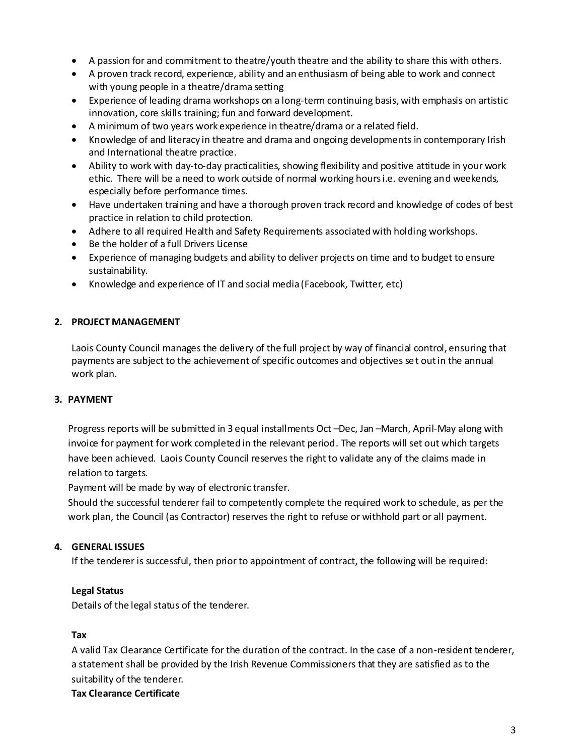- A passion for and commitment to theatre/youth theatre and the ability to share this with others.
- A proven track record, experience, ability and an enthusiasm of being able to work and connect with young people in a theatre/drama setting
- Experience of leading drama workshops on a long-term continuing basis, with emphasis on artistic innovation, core skills training; fun and forward development.
- A minimum of two years work experience in theatre/drama or a related field.
- Knowledge of and literacy in theatre and drama and ongoing developments in contemporary Irish and International theatre practice.
- Ability to work with day-to-day practicalities, showing flexibility and positive attitude in your work ethic. There will be a need to work outside of normal working hours i.e. evening and weekends, especially before performance times.
- Have undertaken training and have a thorough proven track record and knowledge of codes of best practice in relation to child protection.
- Adhere to all required Health and Safety Requirements associated with holding workshops.
- Be the holder of a full Drivers License
- Experience of managing budgets and ability to deliver projects on time and to budget to ensure sustainability.
- Knowledge and experience of IT and social media (Facebook, Twitter, etc)

## 2. PROJECT MANAGEMENT

Laois County Council manages the delivery of the full project by way of financial control, ensuring that payments are subject to the achievement of specific outcomes and objectives set out in the annual work plan.

## 3. PAYMENT

Progress reports will be submitted in 3 equal installments Oct –Dec, Jan –March, April-May along with invoice for payment for work completed in the relevant period. The reports will set out which targets have been achieved. Laois County Council reserves the right to validate any of the claims made in relation to targets.

Payment will be made by way of electronic transfer.

Should the successful tenderer fail to competently complete the required work to schedule, as per the work plan, the Council (as Contractor) reserves the right to refuse or withhold part or all payment.

## 4. GENERAL ISSUES

If the tenderer is successful, then prior to appointment of contract, the following will be required:

**Legal Status**

Details of the legal status of the tenderer.

**Tax**

A valid Tax Clearance Certificate for the duration of the contract. In the case of a non-resident tenderer, a statement shall be provided by the Irish Revenue Commissioners that they are satisfied as to the suitability of the tenderer.

**Tax Clearance Certificate**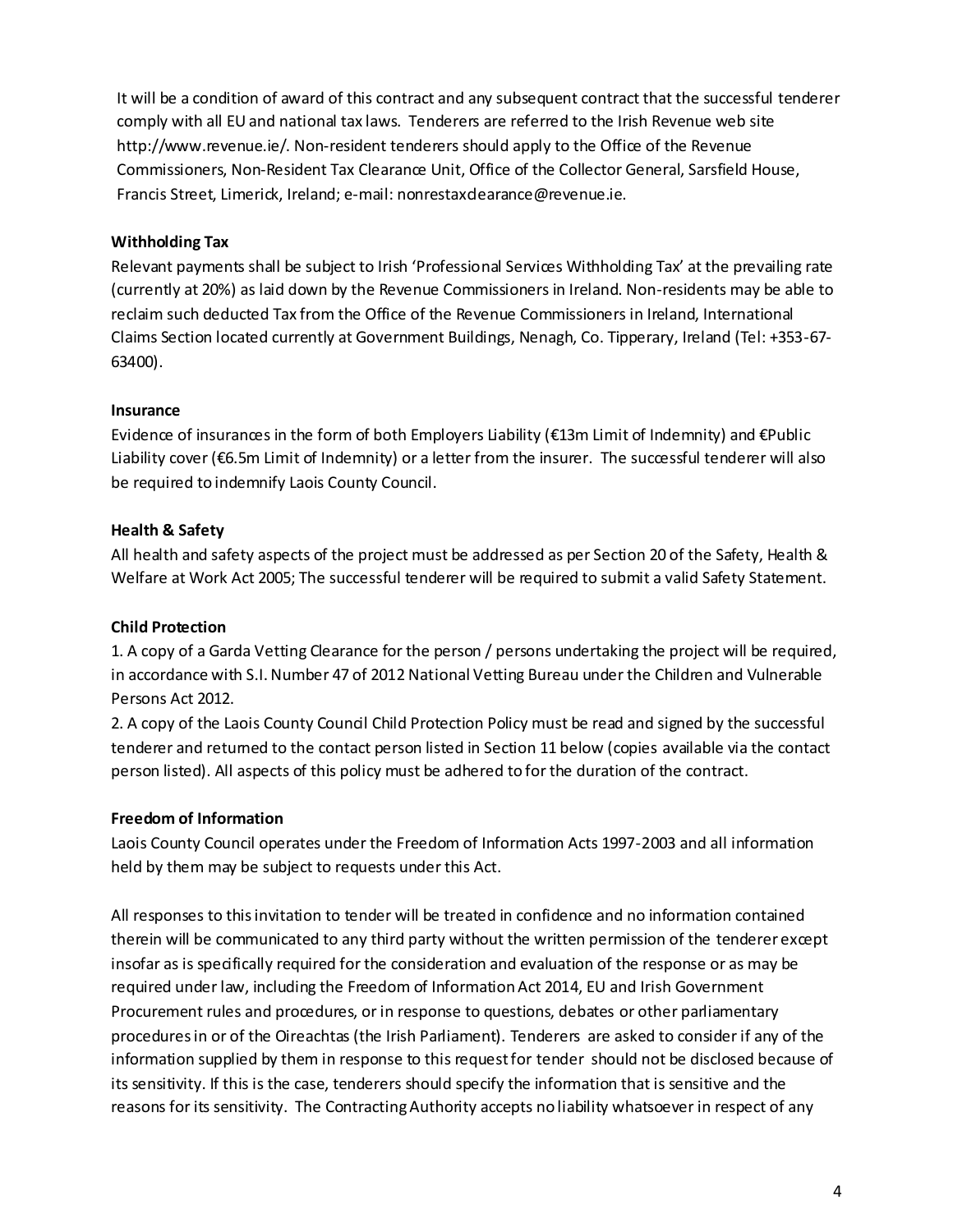It will be a condition of award of this contract and any subsequent contract that the successful tenderer comply with all EU and national tax laws. Tenderers are referred to the Irish Revenue web site http://www.revenue.ie/. Non-resident tenderers should apply to the Office of the Revenue Commissioners, Non-Resident Tax Clearance Unit, Office of the Collector General, Sarsfield House, Francis Street, Limerick, Ireland; e-mail: nonrestaxclearance@revenue.ie.

**Withholding Tax**

Relevant payments shall be subject to Irish 'Professional Services Withholding Tax' at the prevailing rate (currently at 20%) as laid down by the Revenue Commissioners in Ireland. Non-residents may be able to reclaim such deducted Tax from the Office of the Revenue Commissioners in Ireland, International Claims Section located currently at Government Buildings, Nenagh, Co. Tipperary, Ireland (Tel: +353-67-63400).

**Insurance**

Evidence of insurances in the form of both Employers Liability (€13m Limit of Indemnity) and €Public Liability cover (€6.5m Limit of Indemnity) or a letter from the insurer. The successful tenderer will also be required to indemnify Laois County Council.

**Health & Safety**

All health and safety aspects of the project must be addressed as per Section 20 of the Safety, Health & Welfare at Work Act 2005; The successful tenderer will be required to submit a valid Safety Statement.

**Child Protection**

1. A copy of a Garda Vetting Clearance for the person / persons undertaking the project will be required, in accordance with S.I. Number 47 of 2012 National Vetting Bureau under the Children and Vulnerable Persons Act 2012.
2. A copy of the Laois County Council Child Protection Policy must be read and signed by the successful tenderer and returned to the contact person listed in Section 11 below (copies available via the contact person listed). All aspects of this policy must be adhered to for the duration of the contract.

**Freedom of Information**

Laois County Council operates under the Freedom of Information Acts 1997-2003 and all information held by them may be subject to requests under this Act.

All responses to this invitation to tender will be treated in confidence and no information contained therein will be communicated to any third party without the written permission of the tenderer except insofar as is specifically required for the consideration and evaluation of the response or as may be required under law, including the Freedom of Information Act 2014, EU and Irish Government Procurement rules and procedures, or in response to questions, debates or other parliamentary procedures in or of the Oireachtas (the Irish Parliament). Tenderers are asked to consider if any of the information supplied by them in response to this request for tender should not be disclosed because of its sensitivity. If this is the case, tenderers should specify the information that is sensitive and the reasons for its sensitivity. The Contracting Authority accepts no liability whatsoever in respect of any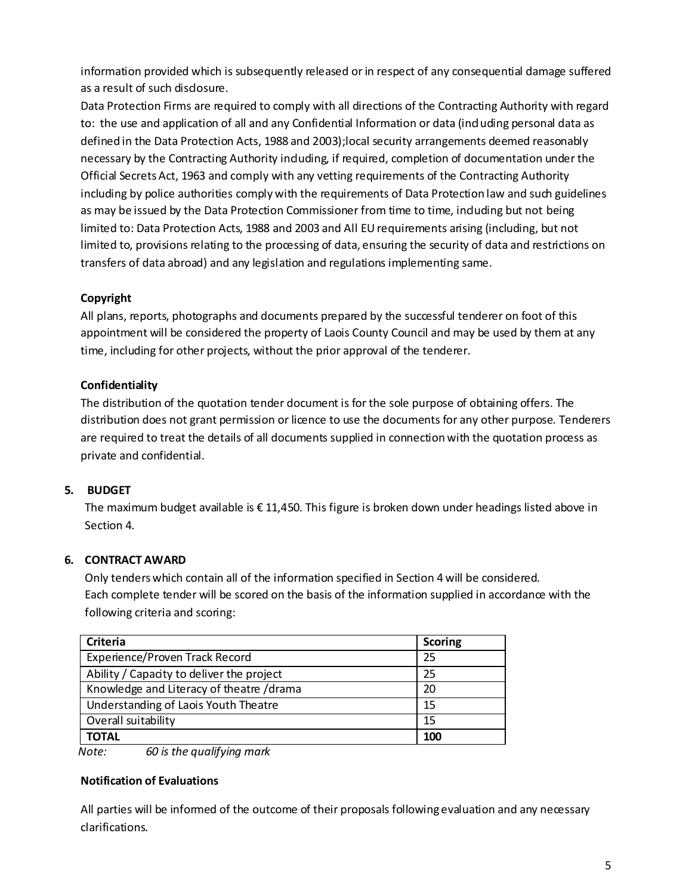information provided which is subsequently released or in respect of any consequential damage suffered as a result of such disclosure.

Data Protection Firms are required to comply with all directions of the Contracting Authority with regard to: the use and application of all and any Confidential Information or data (including personal data as defined in the Data Protection Acts, 1988 and 2003);local security arrangements deemed reasonably necessary by the Contracting Authority including, if required, completion of documentation under the Official Secrets Act, 1963 and comply with any vetting requirements of the Contracting Authority including by police authorities comply with the requirements of Data Protection law and such guidelines as may be issued by the Data Protection Commissioner from time to time, including but not being limited to: Data Protection Acts, 1988 and 2003 and All EU requirements arising (including, but not limited to, provisions relating to the processing of data, ensuring the security of data and restrictions on transfers of data abroad) and any legislation and regulations implementing same.

**Copyright**

All plans, reports, photographs and documents prepared by the successful tenderer on foot of this appointment will be considered the property of Laois County Council and may be used by them at any time, including for other projects, without the prior approval of the tenderer.

**Confidentiality**

The distribution of the quotation tender document is for the sole purpose of obtaining offers. The distribution does not grant permission or licence to use the documents for any other purpose. Tenderers are required to treat the details of all documents supplied in connection with the quotation process as private and confidential.

## 5. BUDGET

The maximum budget available is € 11,450. This figure is broken down under headings listed above in Section 4.

## 6. CONTRACT AWARD

Only tenders which contain all of the information specified in Section 4 will be considered.
Each complete tender will be scored on the basis of the information supplied in accordance with the following criteria and scoring:

| Criteria | Scoring |
|---|---|
| Experience/Proven Track Record | 25 |
| Ability / Capacity to deliver the project | 25 |
| Knowledge and Literacy of theatre /drama | 20 |
| Understanding of Laois Youth Theatre | 15 |
| Overall suitability | 15 |
| **TOTAL** | **100** |

*Note: 60 is the qualifying mark*

**Notification of Evaluations**

All parties will be informed of the outcome of their proposals following evaluation and any necessary clarifications.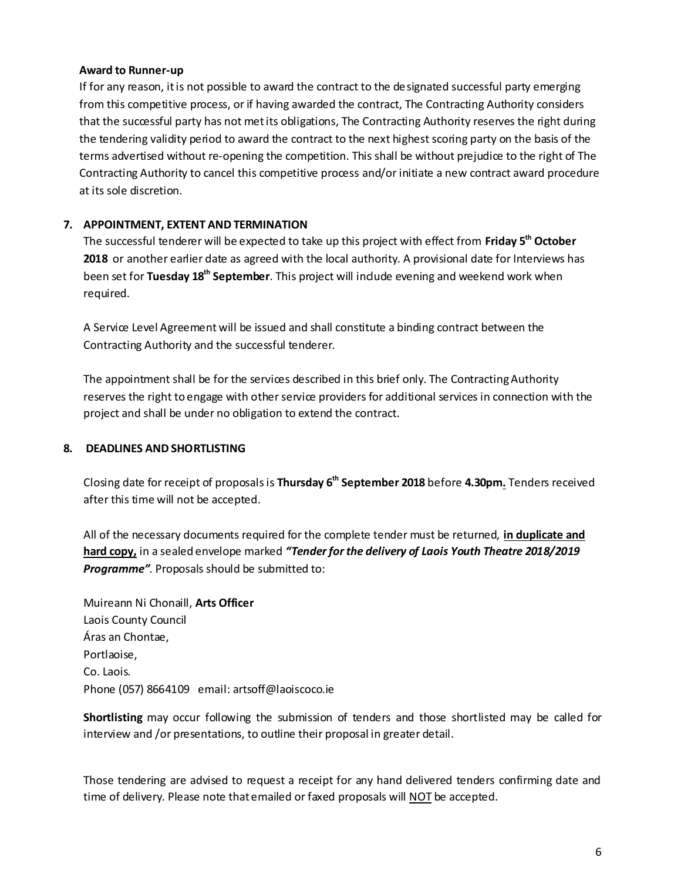**Award to Runner-up**

If for any reason, it is not possible to award the contract to the designated successful party emerging from this competitive process, or if having awarded the contract, The Contracting Authority considers that the successful party has not met its obligations, The Contracting Authority reserves the right during the tendering validity period to award the contract to the next highest scoring party on the basis of the terms advertised without re-opening the competition. This shall be without prejudice to the right of The Contracting Authority to cancel this competitive process and/or initiate a new contract award procedure at its sole discretion.

## 7. APPOINTMENT, EXTENT AND TERMINATION

The successful tenderer will be expected to take up this project with effect from **Friday 5th October 2018** or another earlier date as agreed with the local authority. A provisional date for Interviews has been set for **Tuesday 18th September**. This project will include evening and weekend work when required.

A Service Level Agreement will be issued and shall constitute a binding contract between the Contracting Authority and the successful tenderer.

The appointment shall be for the services described in this brief only. The Contracting Authority reserves the right to engage with other service providers for additional services in connection with the project and shall be under no obligation to extend the contract.

## 8. DEADLINES AND SHORTLISTING

Closing date for receipt of proposals is **Thursday 6th September 2018** before **4.30pm.** Tenders received after this time will not be accepted.

All of the necessary documents required for the complete tender must be returned, **in duplicate and hard copy,** in a sealed envelope marked ***"Tender for the delivery of Laois Youth Theatre 2018/2019 Programme"***. Proposals should be submitted to:

Muireann Ni Chonaill, **Arts Officer**
Laois County Council
Áras an Chontae,
Portlaoise,
Co. Laois.
Phone (057) 8664109 email: artsoff@laoiscoco.ie

**Shortlisting** may occur following the submission of tenders and those shortlisted may be called for interview and /or presentations, to outline their proposal in greater detail.

Those tendering are advised to request a receipt for any hand delivered tenders confirming date and time of delivery. Please note that emailed or faxed proposals will NOT be accepted.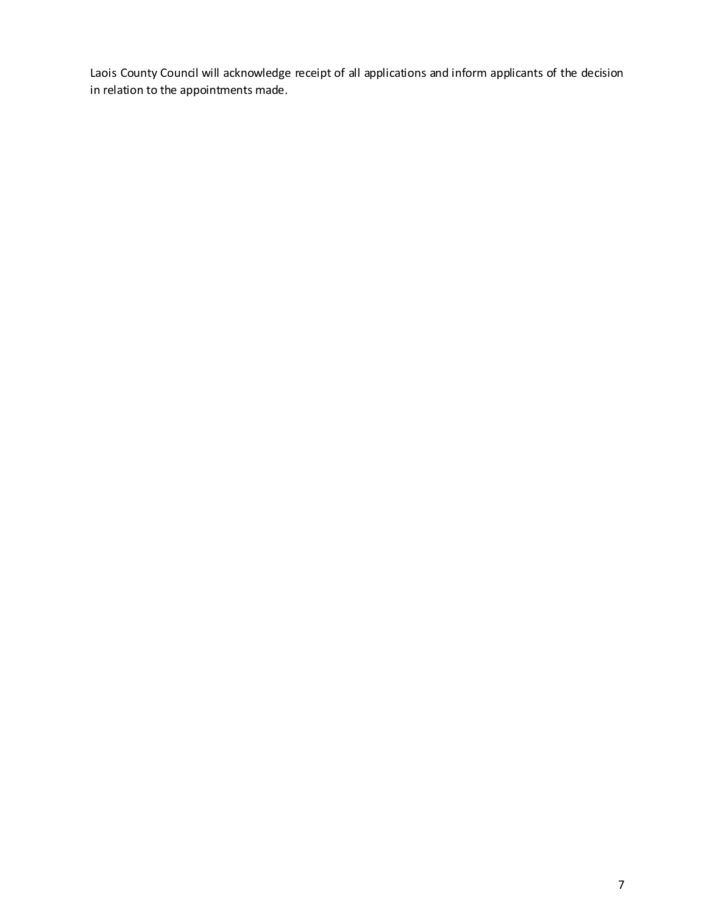Laois County Council will acknowledge receipt of all applications and inform applicants of the decision in relation to the appointments made.